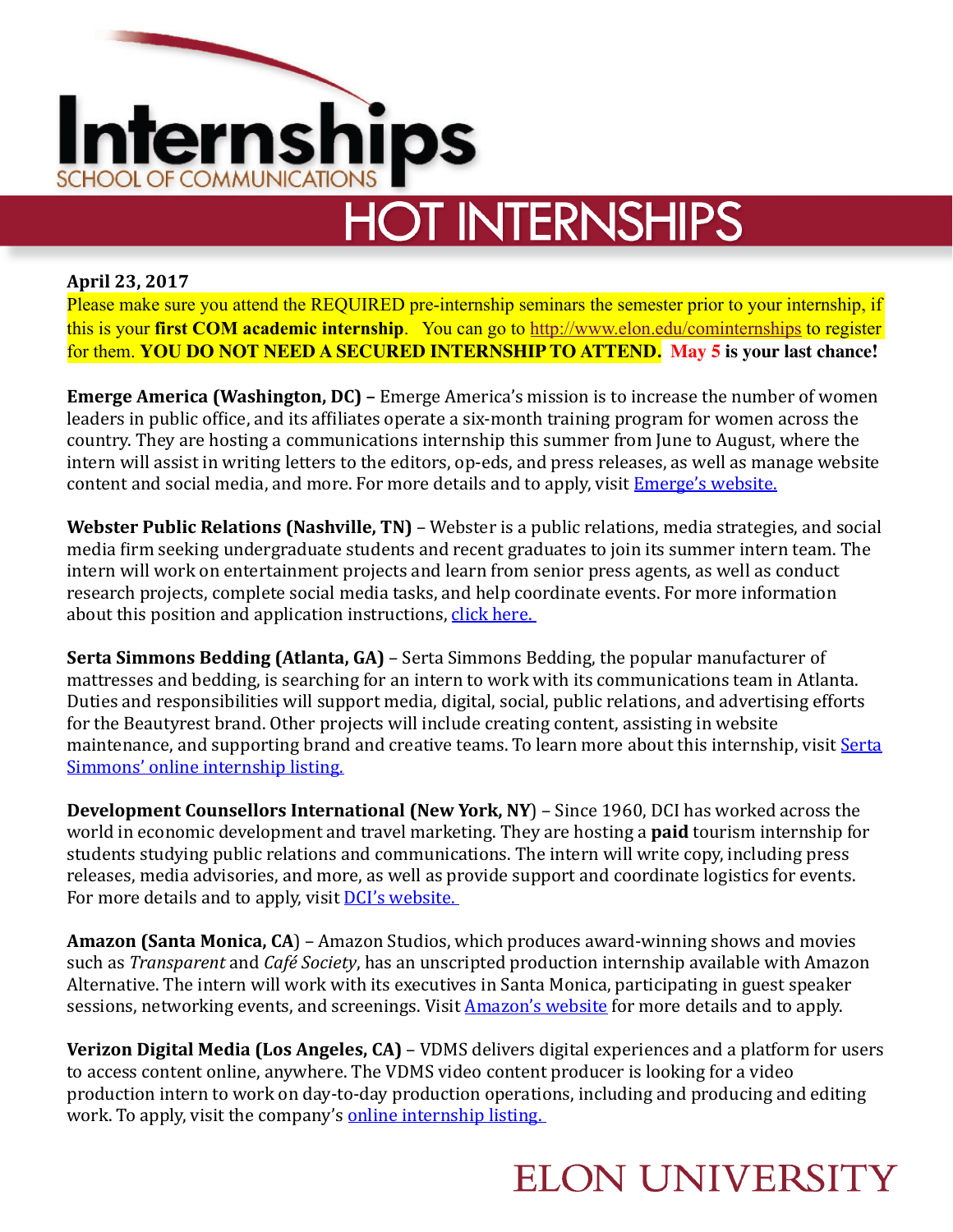# Internships

SCHOOL OF COMMUNICATIONS

## HOT INTERNSHIPS

**April 23, 2017**

Please make sure you attend the REQUIRED pre-internship seminars the semester prior to your internship, if this is your **first COM academic internship**. You can go to http://www.elon.edu/cominternships to register for them. **YOU DO NOT NEED A SECURED INTERNSHIP TO ATTEND. May 5 is your last chance!**

**Emerge America (Washington, DC) –** Emerge America's mission is to increase the number of women leaders in public office, and its affiliates operate a six-month training program for women across the country. They are hosting a communications internship this summer from June to August, where the intern will assist in writing letters to the editors, op-eds, and press releases, as well as manage website content and social media, and more. For more details and to apply, visit Emerge's website.

**Webster Public Relations (Nashville, TN)** – Webster is a public relations, media strategies, and social media firm seeking undergraduate students and recent graduates to join its summer intern team. The intern will work on entertainment projects and learn from senior press agents, as well as conduct research projects, complete social media tasks, and help coordinate events. For more information about this position and application instructions, click here.

**Serta Simmons Bedding (Atlanta, GA)** – Serta Simmons Bedding, the popular manufacturer of mattresses and bedding, is searching for an intern to work with its communications team in Atlanta. Duties and responsibilities will support media, digital, social, public relations, and advertising efforts for the Beautyrest brand. Other projects will include creating content, assisting in website maintenance, and supporting brand and creative teams. To learn more about this internship, visit Serta Simmons' online internship listing.

**Development Counsellors International (New York, NY**) – Since 1960, DCI has worked across the world in economic development and travel marketing. They are hosting a **paid** tourism internship for students studying public relations and communications. The intern will write copy, including press releases, media advisories, and more, as well as provide support and coordinate logistics for events. For more details and to apply, visit DCI's website.

**Amazon (Santa Monica, CA**) – Amazon Studios, which produces award-winning shows and movies such as *Transparent* and *Café Society*, has an unscripted production internship available with Amazon Alternative. The intern will work with its executives in Santa Monica, participating in guest speaker sessions, networking events, and screenings. Visit Amazon's website for more details and to apply.

**Verizon Digital Media (Los Angeles, CA)** – VDMS delivers digital experiences and a platform for users to access content online, anywhere. The VDMS video content producer is looking for a video production intern to work on day-to-day production operations, including and producing and editing work. To apply, visit the company's online internship listing.

ELON UNIVERSITY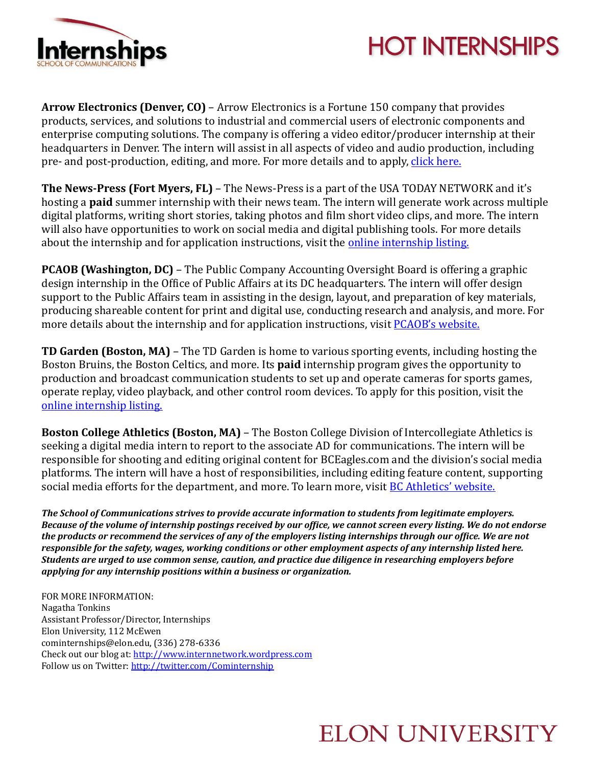# HOT INTERNSHIPS

**Arrow Electronics (Denver, CO)** – Arrow Electronics is a Fortune 150 company that provides products, services, and solutions to industrial and commercial users of electronic components and enterprise computing solutions. The company is offering a video editor/producer internship at their headquarters in Denver. The intern will assist in all aspects of video and audio production, including pre- and post-production, editing, and more. For more details and to apply, click here.

**The News-Press (Fort Myers, FL)** – The News-Press is a part of the USA TODAY NETWORK and it's hosting a **paid** summer internship with their news team. The intern will generate work across multiple digital platforms, writing short stories, taking photos and film short video clips, and more. The intern will also have opportunities to work on social media and digital publishing tools. For more details about the internship and for application instructions, visit the online internship listing.

**PCAOB (Washington, DC)** – The Public Company Accounting Oversight Board is offering a graphic design internship in the Office of Public Affairs at its DC headquarters. The intern will offer design support to the Public Affairs team in assisting in the design, layout, and preparation of key materials, producing shareable content for print and digital use, conducting research and analysis, and more. For more details about the internship and for application instructions, visit PCAOB's website.

**TD Garden (Boston, MA)** – The TD Garden is home to various sporting events, including hosting the Boston Bruins, the Boston Celtics, and more. Its **paid** internship program gives the opportunity to production and broadcast communication students to set up and operate cameras for sports games, operate replay, video playback, and other control room devices. To apply for this position, visit the online internship listing.

**Boston College Athletics (Boston, MA)** – The Boston College Division of Intercollegiate Athletics is seeking a digital media intern to report to the associate AD for communications. The intern will be responsible for shooting and editing original content for BCEagles.com and the division's social media platforms. The intern will have a host of responsibilities, including editing feature content, supporting social media efforts for the department, and more. To learn more, visit BC Athletics' website.

***The School of Communications strives to provide accurate information to students from legitimate employers. Because of the volume of internship postings received by our office, we cannot screen every listing. We do not endorse the products or recommend the services of any of the employers listing internships through our office. We are not responsible for the safety, wages, working conditions or other employment aspects of any internship listed here. Students are urged to use common sense, caution, and practice due diligence in researching employers before applying for any internship positions within a business or organization.***

FOR MORE INFORMATION:
Nagatha Tonkins
Assistant Professor/Director, Internships
Elon University, 112 McEwen
cominternships@elon.edu, (336) 278-6336
Check out our blog at: http://www.internnetwork.wordpress.com
Follow us on Twitter: http://twitter.com/Cominternship

ELON UNIVERSITY